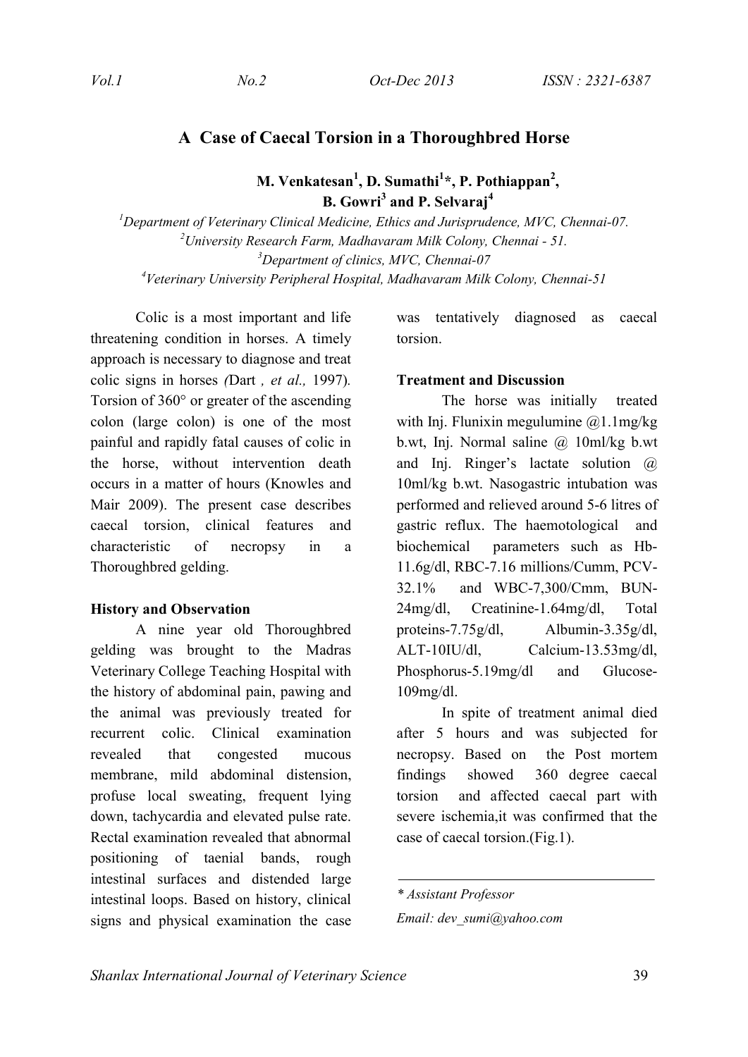# A Case of Caecal Torsion in a Thoroughbred Horse

**M. Venkatesan[1], D. Sumathi[1]*, P. Pothiappan[2], B. Gowri[3] and P. Selvaraj[4]**

[1]*Department of Veterinary Clinical Medicine, Ethics and Jurisprudence, MVC, Chennai-07.*
[2]*University Research Farm, Madhavaram Milk Colony, Chennai - 51.*
[3]*Department of clinics, MVC, Chennai-07*
[4]*Veterinary University Peripheral Hospital, Madhavaram Milk Colony, Chennai-51*

Colic is a most important and life threatening condition in horses. A timely approach is necessary to diagnose and treat colic signs in horses *(*Dart *, et al.,* 1997)*.* Torsion of 360° or greater of the ascending colon (large colon) is one of the most painful and rapidly fatal causes of colic in the horse, without intervention death occurs in a matter of hours (Knowles and Mair 2009). The present case describes caecal torsion, clinical features and characteristic of necropsy in a Thoroughbred gelding.

**History and Observation**

A nine year old Thoroughbred gelding was brought to the Madras Veterinary College Teaching Hospital with the history of abdominal pain, pawing and the animal was previously treated for recurrent colic. Clinical examination revealed that congested mucous membrane, mild abdominal distension, profuse local sweating, frequent lying down, tachycardia and elevated pulse rate. Rectal examination revealed that abnormal positioning of taenial bands, rough intestinal surfaces and distended large intestinal loops. Based on history, clinical signs and physical examination the case was tentatively diagnosed as caecal torsion.

**Treatment and Discussion**

The horse was initially treated with Inj. Flunixin megulumine @1.1mg/kg b.wt, Inj. Normal saline @ 10ml/kg b.wt and Inj. Ringer's lactate solution @ 10ml/kg b.wt. Nasogastric intubation was performed and relieved around 5-6 litres of gastric reflux. The haemotological and biochemical parameters such as Hb-11.6g/dl, RBC-7.16 millions/Cumm, PCV-32.1% and WBC-7,300/Cmm, BUN-24mg/dl, Creatinine-1.64mg/dl, Total proteins-7.75g/dl, Albumin-3.35g/dl, ALT-10IU/dl, Calcium-13.53mg/dl, Phosphorus-5.19mg/dl and Glucose-109mg/dl.

In spite of treatment animal died after 5 hours and was subjected for necropsy. Based on the Post mortem findings showed 360 degree caecal torsion and affected caecal part with severe ischemia,it was confirmed that the case of caecal torsion.(Fig.1).

---

*\* Assistant Professor*

*Email: dev_sumi@yahoo.com*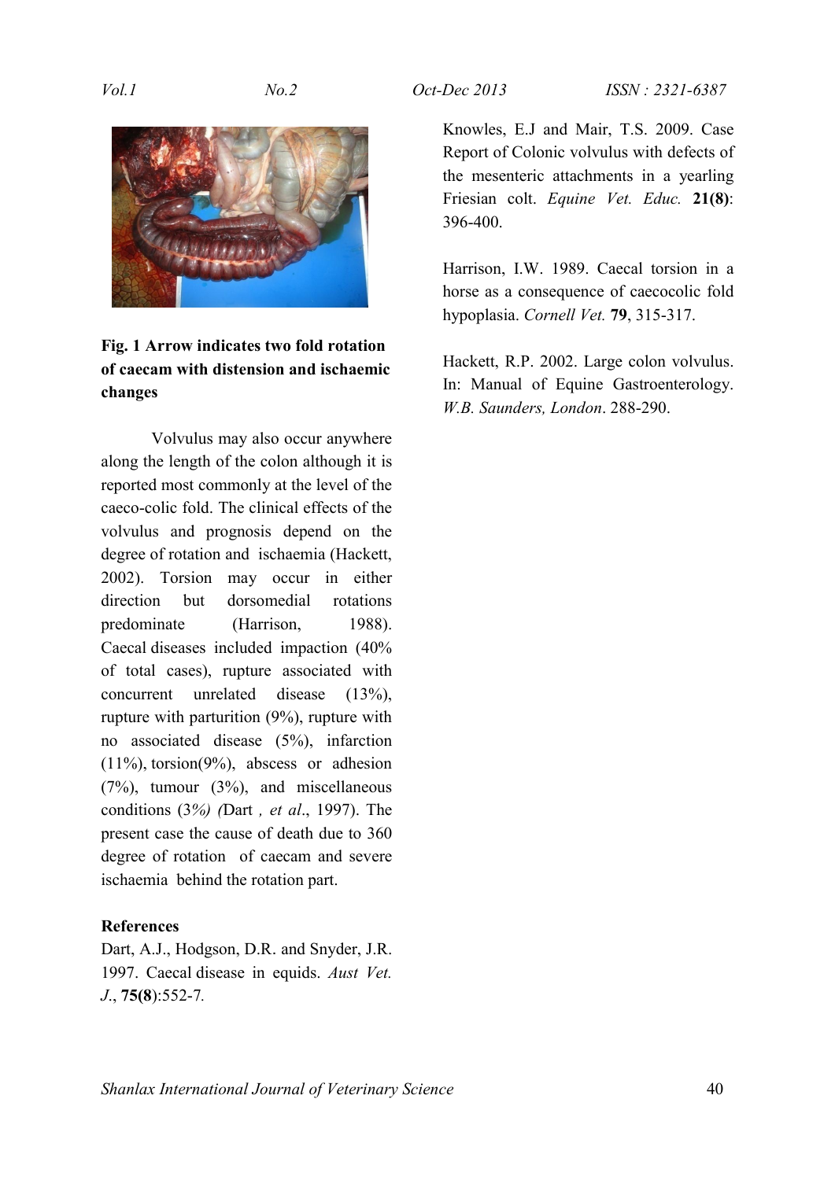**Fig. 1 Arrow indicates two fold rotation of caecam with distension and ischaemic changes**

Volvulus may also occur anywhere along the length of the colon although it is reported most commonly at the level of the caeco-colic fold. The clinical effects of the volvulus and prognosis depend on the degree of rotation and ischaemia (Hackett, 2002). Torsion may occur in either direction but dorsomedial rotations predominate (Harrison, 1988). Caecal diseases included impaction (40% of total cases), rupture associated with concurrent unrelated disease (13%), rupture with parturition (9%), rupture with no associated disease (5%), infarction (11%), torsion(9%), abscess or adhesion (7%), tumour (3%), and miscellaneous conditions (3*%) (*Dart *, et al*., 1997). The present case the cause of death due to 360 degree of rotation of caecam and severe ischaemia behind the rotation part.

**References**

Dart, A.J., Hodgson, D.R. and Snyder, J.R. 1997. Caecal disease in equids. *Aust Vet. J*., **75(8)**:552-7.

Knowles, E.J and Mair, T.S. 2009. Case Report of Colonic volvulus with defects of the mesenteric attachments in a yearling Friesian colt. *Equine Vet. Educ.* **21(8)**: 396-400.

Harrison, I.W. 1989. Caecal torsion in a horse as a consequence of caecocolic fold hypoplasia. *Cornell Vet.* **79**, 315-317.

Hackett, R.P. 2002. Large colon volvulus. In: Manual of Equine Gastroenterology. *W.B. Saunders, London*. 288-290.